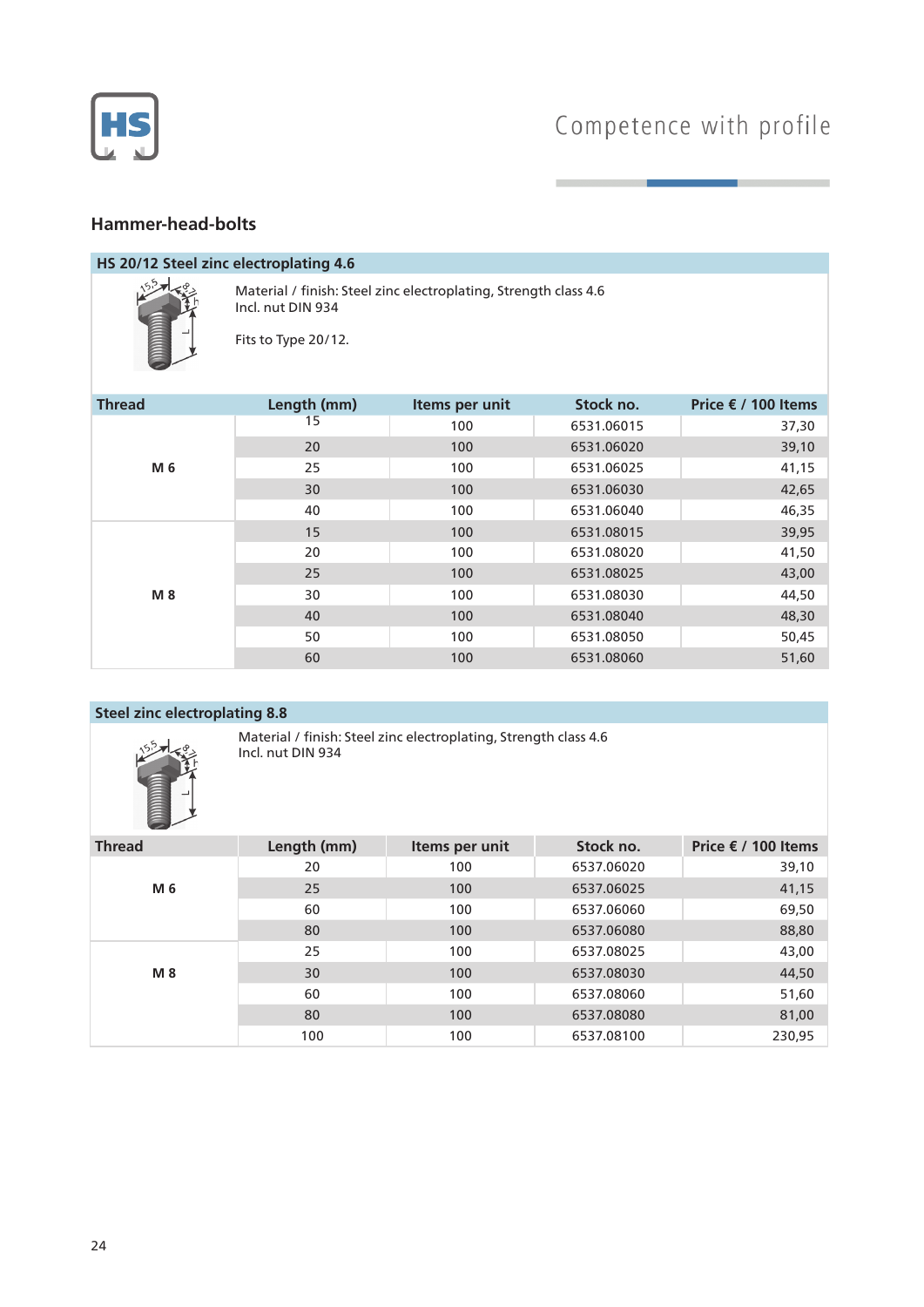## Hammer-head-bolts

### HS 20/12 Steel zinc electroplating 4.6

Material / finish: Steel zinc electroplating, Strength class 4.6
Incl. nut DIN 934

Fits to Type 20/12.

| Thread | Length (mm) | Items per unit | Stock no. | Price € / 100 Items |
|---|---|---|---|---|
| M 6 | 15 | 100 | 6531.06015 | 37,30 |
| | 20 | 100 | 6531.06020 | 39,10 |
| | 25 | 100 | 6531.06025 | 41,15 |
| | 30 | 100 | 6531.06030 | 42,65 |
| | 40 | 100 | 6531.06040 | 46,35 |
| M 8 | 15 | 100 | 6531.08015 | 39,95 |
| | 20 | 100 | 6531.08020 | 41,50 |
| | 25 | 100 | 6531.08025 | 43,00 |
| | 30 | 100 | 6531.08030 | 44,50 |
| | 40 | 100 | 6531.08040 | 48,30 |
| | 50 | 100 | 6531.08050 | 50,45 |
| | 60 | 100 | 6531.08060 | 51,60 |

### Steel zinc electroplating 8.8

Material / finish: Steel zinc electroplating, Strength class 4.6
Incl. nut DIN 934

| Thread | Length (mm) | Items per unit | Stock no. | Price € / 100 Items |
|---|---|---|---|---|
| M 6 | 20 | 100 | 6537.06020 | 39,10 |
| | 25 | 100 | 6537.06025 | 41,15 |
| | 60 | 100 | 6537.06060 | 69,50 |
| | 80 | 100 | 6537.06080 | 88,80 |
| M 8 | 25 | 100 | 6537.08025 | 43,00 |
| | 30 | 100 | 6537.08030 | 44,50 |
| | 60 | 100 | 6537.08060 | 51,60 |
| | 80 | 100 | 6537.08080 | 81,00 |
| | 100 | 100 | 6537.08100 | 230,95 |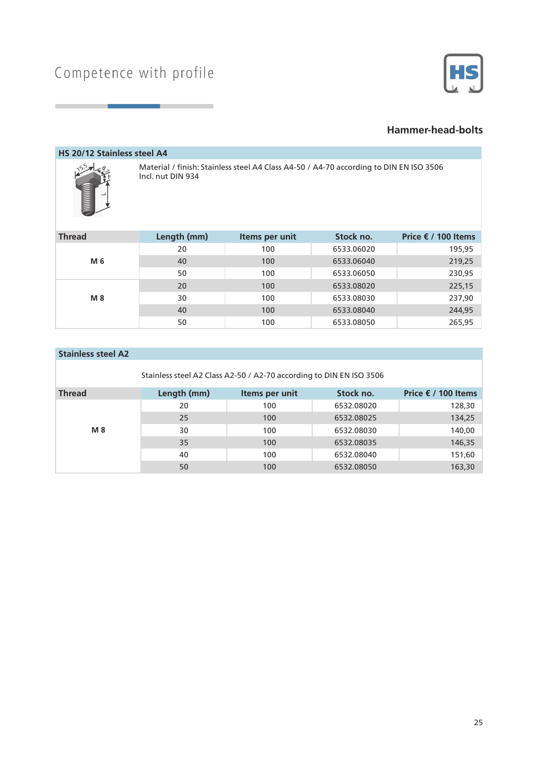## Hammer-head-bolts

### HS 20/12 Stainless steel A4

Material / finish: Stainless steel A4 Class A4-50 / A4-70 according to DIN EN ISO 3506
Incl. nut DIN 934

| Thread | Length (mm) | Items per unit | Stock no. | Price € / 100 Items |
|---|---|---|---|---|
| M 6 | 20 | 100 | 6533.06020 | 195,95 |
| | 40 | 100 | 6533.06040 | 219,25 |
| | 50 | 100 | 6533.06050 | 230,95 |
| M 8 | 20 | 100 | 6533.08020 | 225,15 |
| | 30 | 100 | 6533.08030 | 237,90 |
| | 40 | 100 | 6533.08040 | 244,95 |
| | 50 | 100 | 6533.08050 | 265,95 |

### Stainless steel A2

Stainless steel A2 Class A2-50 / A2-70 according to DIN EN ISO 3506

| Thread | Length (mm) | Items per unit | Stock no. | Price € / 100 Items |
|---|---|---|---|---|
| M 8 | 20 | 100 | 6532.08020 | 128,30 |
| | 25 | 100 | 6532.08025 | 134,25 |
| | 30 | 100 | 6532.08030 | 140,00 |
| | 35 | 100 | 6532.08035 | 146,35 |
| | 40 | 100 | 6532.08040 | 151,60 |
| | 50 | 100 | 6532.08050 | 163,30 |